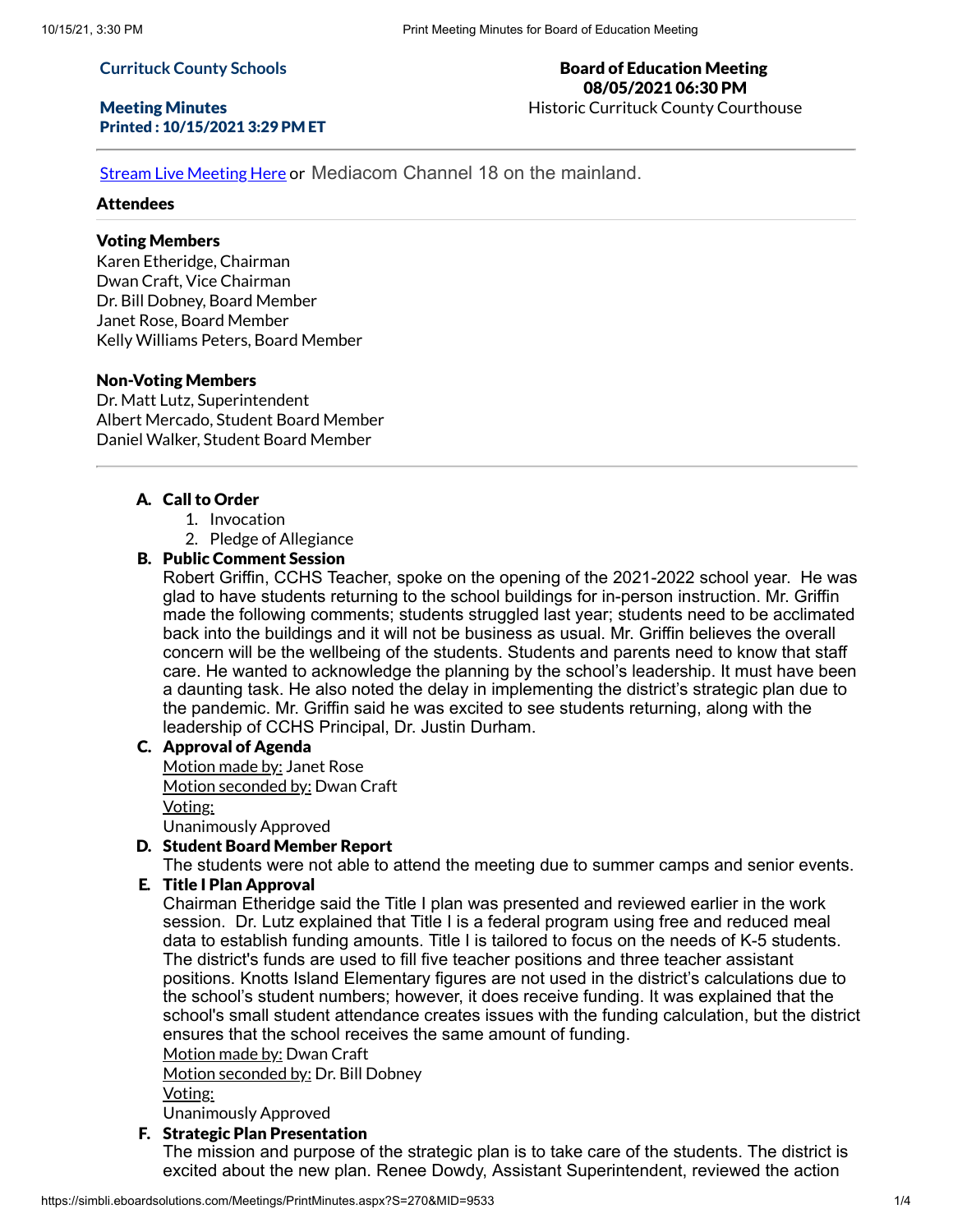**Currituck County Schools**

**Meeting Minutes**
**Printed : 10/15/2021 3:29 PM ET**

**Board of Education Meeting**
**08/05/2021 06:30 PM**
Historic Currituck County Courthouse

Stream Live Meeting Here or Mediacom Channel 18 on the mainland.

### Attendees

**Voting Members**
Karen Etheridge, Chairman
Dwan Craft, Vice Chairman
Dr. Bill Dobney, Board Member
Janet Rose, Board Member
Kelly Williams Peters, Board Member

**Non-Voting Members**
Dr. Matt Lutz, Superintendent
Albert Mercado, Student Board Member
Daniel Walker, Student Board Member

---

**A. Call to Order**

1. Invocation
2. Pledge of Allegiance

**B. Public Comment Session**

Robert Griffin, CCHS Teacher, spoke on the opening of the 2021-2022 school year. He was glad to have students returning to the school buildings for in-person instruction. Mr. Griffin made the following comments; students struggled last year; students need to be acclimated back into the buildings and it will not be business as usual. Mr. Griffin believes the overall concern will be the wellbeing of the students. Students and parents need to know that staff care. He wanted to acknowledge the planning by the school's leadership. It must have been a daunting task. He also noted the delay in implementing the district's strategic plan due to the pandemic. Mr. Griffin said he was excited to see students returning, along with the leadership of CCHS Principal, Dr. Justin Durham.

**C. Approval of Agenda**

Motion made by: Janet Rose
Motion seconded by: Dwan Craft
Voting:
Unanimously Approved

**D. Student Board Member Report**

The students were not able to attend the meeting due to summer camps and senior events.

**E. Title I Plan Approval**

Chairman Etheridge said the Title I plan was presented and reviewed earlier in the work session. Dr. Lutz explained that Title I is a federal program using free and reduced meal data to establish funding amounts. Title I is tailored to focus on the needs of K-5 students. The district's funds are used to fill five teacher positions and three teacher assistant positions. Knotts Island Elementary figures are not used in the district's calculations due to the school's student numbers; however, it does receive funding. It was explained that the school's small student attendance creates issues with the funding calculation, but the district ensures that the school receives the same amount of funding.

Motion made by: Dwan Craft
Motion seconded by: Dr. Bill Dobney
Voting:
Unanimously Approved

**F. Strategic Plan Presentation**

The mission and purpose of the strategic plan is to take care of the students. The district is excited about the new plan. Renee Dowdy, Assistant Superintendent, reviewed the action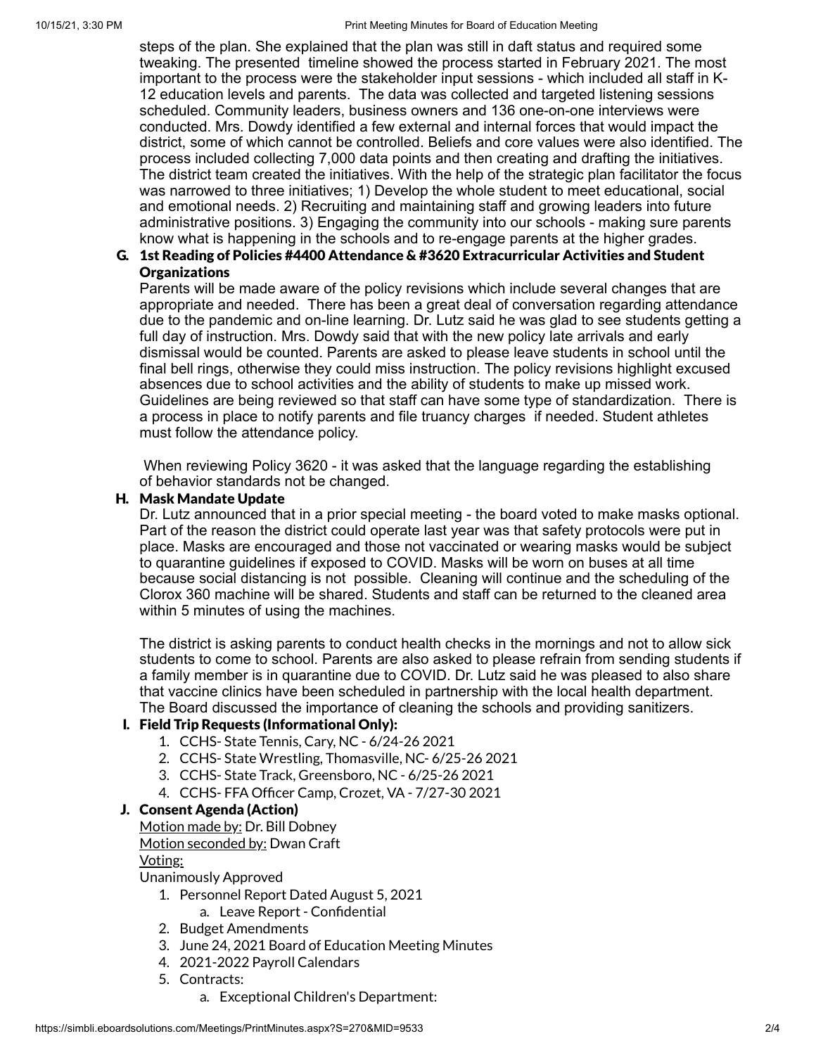steps of the plan. She explained that the plan was still in daft status and required some tweaking. The presented timeline showed the process started in February 2021. The most important to the process were the stakeholder input sessions - which included all staff in K-12 education levels and parents. The data was collected and targeted listening sessions scheduled. Community leaders, business owners and 136 one-on-one interviews were conducted. Mrs. Dowdy identified a few external and internal forces that would impact the district, some of which cannot be controlled. Beliefs and core values were also identified. The process included collecting 7,000 data points and then creating and drafting the initiatives. The district team created the initiatives. With the help of the strategic plan facilitator the focus was narrowed to three initiatives; 1) Develop the whole student to meet educational, social and emotional needs. 2) Recruiting and maintaining staff and growing leaders into future administrative positions. 3) Engaging the community into our schools - making sure parents know what is happening in the schools and to re-engage parents at the higher grades.

**G. 1st Reading of Policies #4400 Attendance & #3620 Extracurricular Activities and Student Organizations**

Parents will be made aware of the policy revisions which include several changes that are appropriate and needed. There has been a great deal of conversation regarding attendance due to the pandemic and on-line learning. Dr. Lutz said he was glad to see students getting a full day of instruction. Mrs. Dowdy said that with the new policy late arrivals and early dismissal would be counted. Parents are asked to please leave students in school until the final bell rings, otherwise they could miss instruction. The policy revisions highlight excused absences due to school activities and the ability of students to make up missed work. Guidelines are being reviewed so that staff can have some type of standardization. There is a process in place to notify parents and file truancy charges if needed. Student athletes must follow the attendance policy.

When reviewing Policy 3620 - it was asked that the language regarding the establishing of behavior standards not be changed.

**H. Mask Mandate Update**

Dr. Lutz announced that in a prior special meeting - the board voted to make masks optional. Part of the reason the district could operate last year was that safety protocols were put in place. Masks are encouraged and those not vaccinated or wearing masks would be subject to quarantine guidelines if exposed to COVID. Masks will be worn on buses at all time because social distancing is not possible. Cleaning will continue and the scheduling of the Clorox 360 machine will be shared. Students and staff can be returned to the cleaned area within 5 minutes of using the machines.

The district is asking parents to conduct health checks in the mornings and not to allow sick students to come to school. Parents are also asked to please refrain from sending students if a family member is in quarantine due to COVID. Dr. Lutz said he was pleased to also share that vaccine clinics have been scheduled in partnership with the local health department. The Board discussed the importance of cleaning the schools and providing sanitizers.

**I. Field Trip Requests (Informational Only):**

1. CCHS- State Tennis, Cary, NC - 6/24-26 2021
2. CCHS- State Wrestling, Thomasville, NC- 6/25-26 2021
3. CCHS- State Track, Greensboro, NC - 6/25-26 2021
4. CCHS- FFA Officer Camp, Crozet, VA - 7/27-30 2021

**J. Consent Agenda (Action)**

Motion made by: Dr. Bill Dobney
Motion seconded by: Dwan Craft
Voting:
Unanimously Approved

1. Personnel Report Dated August 5, 2021
   a. Leave Report - Confidential
2. Budget Amendments
3. June 24, 2021 Board of Education Meeting Minutes
4. 2021-2022 Payroll Calendars
5. Contracts:
   a. Exceptional Children's Department: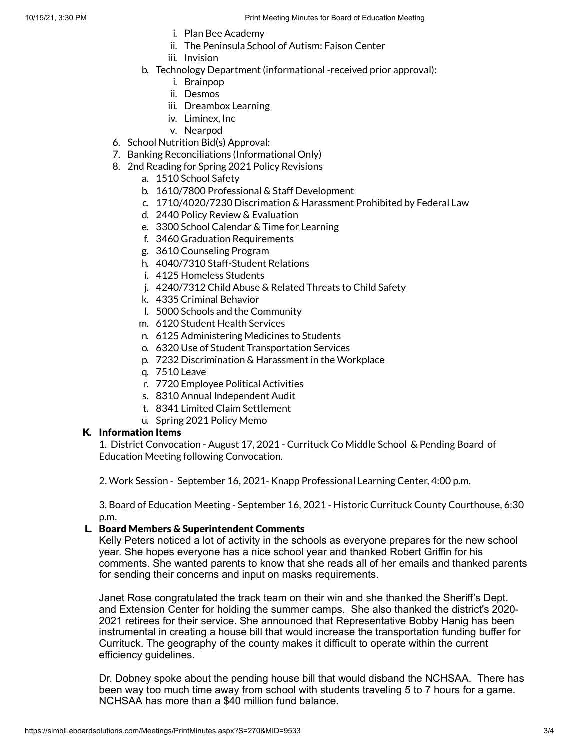i. Plan Bee Academy
ii. The Peninsula School of Autism: Faison Center
iii. Invision

b. Technology Department (informational -received prior approval):
   i. Brainpop
   ii. Desmos
   iii. Dreambox Learning
   iv. Liminex, Inc
   v. Nearpod

6. School Nutrition Bid(s) Approval:
7. Banking Reconciliations (Informational Only)
8. 2nd Reading for Spring 2021 Policy Revisions
   a. 1510 School Safety
   b. 1610/7800 Professional & Staff Development
   c. 1710/4020/7230 Discrimation & Harassment Prohibited by Federal Law
   d. 2440 Policy Review & Evaluation
   e. 3300 School Calendar & Time for Learning
   f. 3460 Graduation Requirements
   g. 3610 Counseling Program
   h. 4040/7310 Staff-Student Relations
   i. 4125 Homeless Students
   j. 4240/7312 Child Abuse & Related Threats to Child Safety
   k. 4335 Criminal Behavior
   l. 5000 Schools and the Community
   m. 6120 Student Health Services
   n. 6125 Administering Medicines to Students
   o. 6320 Use of Student Transportation Services
   p. 7232 Discrimination & Harassment in the Workplace
   q. 7510 Leave
   r. 7720 Employee Political Activities
   s. 8310 Annual Independent Audit
   t. 8341 Limited Claim Settlement
   u. Spring 2021 Policy Memo

### K. Information Items

1. District Convocation - August 17, 2021 - Currituck Co Middle School & Pending Board of Education Meeting following Convocation.

2. Work Session - September 16, 2021- Knapp Professional Learning Center, 4:00 p.m.

3. Board of Education Meeting - September 16, 2021 - Historic Currituck County Courthouse, 6:30 p.m.

### L. Board Members & Superintendent Comments

Kelly Peters noticed a lot of activity in the schools as everyone prepares for the new school year. She hopes everyone has a nice school year and thanked Robert Griffin for his comments. She wanted parents to know that she reads all of her emails and thanked parents for sending their concerns and input on masks requirements.

Janet Rose congratulated the track team on their win and she thanked the Sheriff's Dept. and Extension Center for holding the summer camps. She also thanked the district's 2020-2021 retirees for their service. She announced that Representative Bobby Hanig has been instrumental in creating a house bill that would increase the transportation funding buffer for Currituck. The geography of the county makes it difficult to operate within the current efficiency guidelines.

Dr. Dobney spoke about the pending house bill that would disband the NCHSAA. There has been way too much time away from school with students traveling 5 to 7 hours for a game. NCHSAA has more than a $40 million fund balance.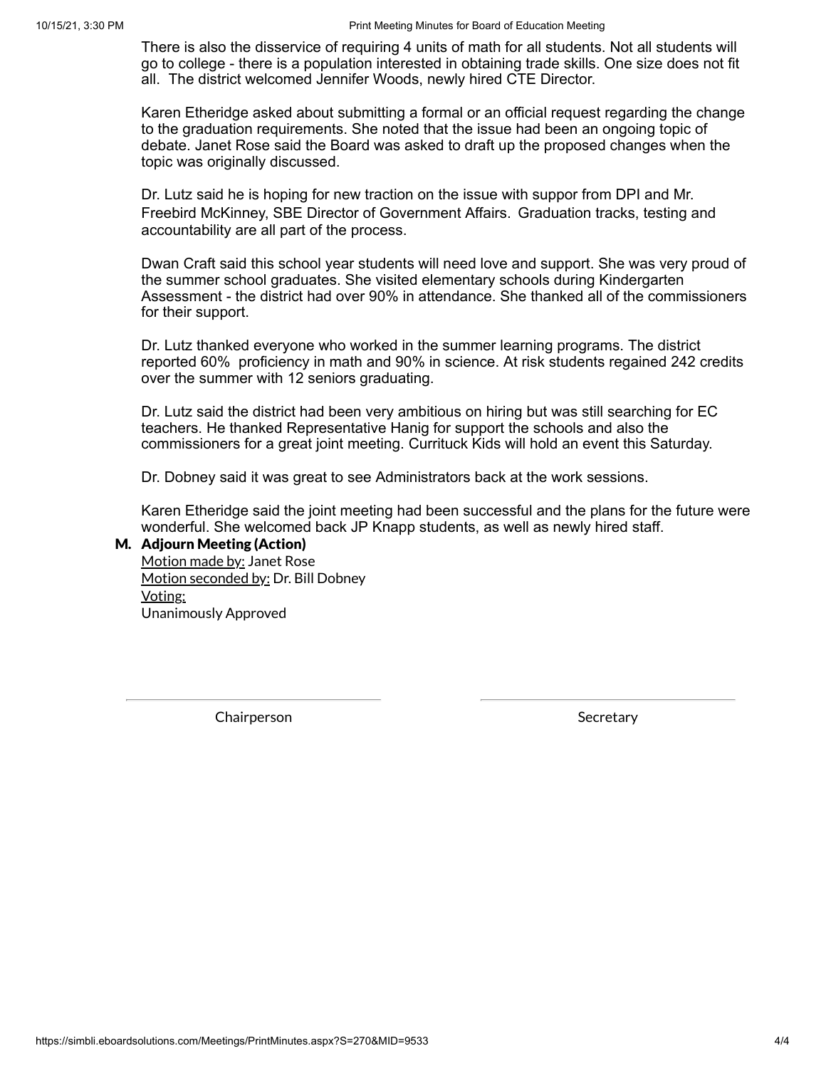There is also the disservice of requiring 4 units of math for all students. Not all students will go to college - there is a population interested in obtaining trade skills. One size does not fit all. The district welcomed Jennifer Woods, newly hired CTE Director.

Karen Etheridge asked about submitting a formal or an official request regarding the change to the graduation requirements. She noted that the issue had been an ongoing topic of debate. Janet Rose said the Board was asked to draft up the proposed changes when the topic was originally discussed.

Dr. Lutz said he is hoping for new traction on the issue with suppor from DPI and Mr. Freebird McKinney, SBE Director of Government Affairs. Graduation tracks, testing and accountability are all part of the process.

Dwan Craft said this school year students will need love and support. She was very proud of the summer school graduates. She visited elementary schools during Kindergarten Assessment - the district had over 90% in attendance. She thanked all of the commissioners for their support.

Dr. Lutz thanked everyone who worked in the summer learning programs. The district reported 60% proficiency in math and 90% in science. At risk students regained 242 credits over the summer with 12 seniors graduating.

Dr. Lutz said the district had been very ambitious on hiring but was still searching for EC teachers. He thanked Representative Hanig for support the schools and also the commissioners for a great joint meeting. Currituck Kids will hold an event this Saturday.

Dr. Dobney said it was great to see Administrators back at the work sessions.

Karen Etheridge said the joint meeting had been successful and the plans for the future were wonderful. She welcomed back JP Knapp students, as well as newly hired staff.

**M. Adjourn Meeting (Action)**

Motion made by: Janet Rose
Motion seconded by: Dr. Bill Dobney
Voting:
Unanimously Approved

Chairperson

Secretary